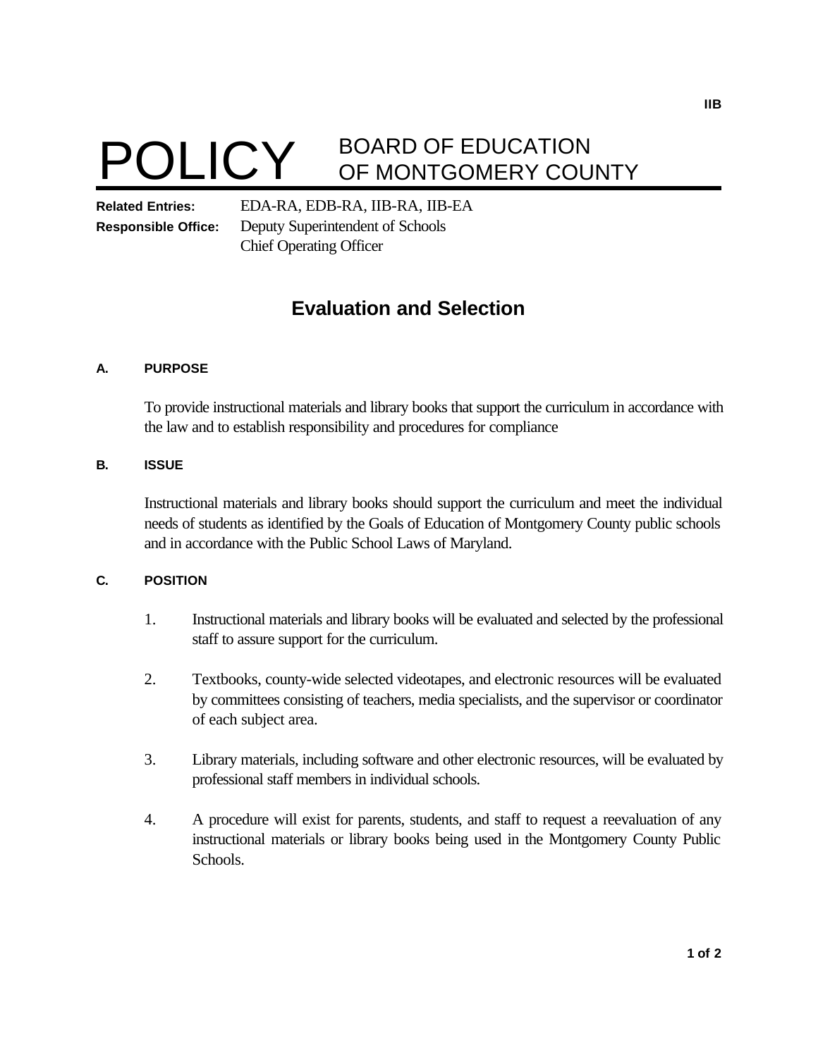# POLICY BOARD OF EDUCATION OF MONTGOMERY COUNTY

**Related Entries:** EDA-RA, EDB-RA, IIB-RA, IIB-EA
**Responsible Office:** Deputy Superintendent of Schools
Chief Operating Officer

## Evaluation and Selection

### A. PURPOSE

To provide instructional materials and library books that support the curriculum in accordance with the law and to establish responsibility and procedures for compliance

### B. ISSUE

Instructional materials and library books should support the curriculum and meet the individual needs of students as identified by the Goals of Education of Montgomery County public schools and in accordance with the Public School Laws of Maryland.

### C. POSITION

1. Instructional materials and library books will be evaluated and selected by the professional staff to assure support for the curriculum.

2. Textbooks, county-wide selected videotapes, and electronic resources will be evaluated by committees consisting of teachers, media specialists, and the supervisor or coordinator of each subject area.

3. Library materials, including software and other electronic resources, will be evaluated by professional staff members in individual schools.

4. A procedure will exist for parents, students, and staff to request a reevaluation of any instructional materials or library books being used in the Montgomery County Public Schools.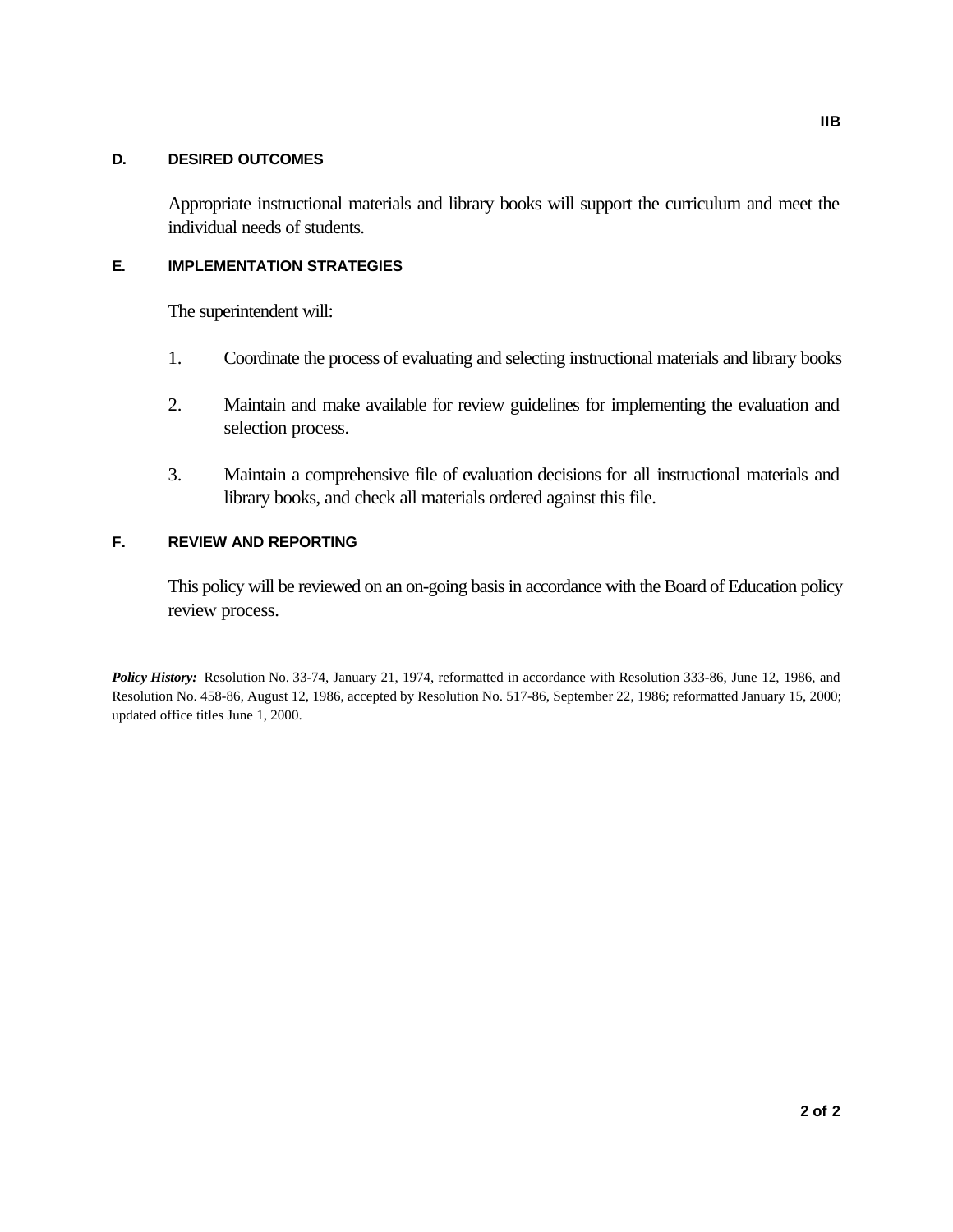## D. DESIRED OUTCOMES

Appropriate instructional materials and library books will support the curriculum and meet the individual needs of students.

## E. IMPLEMENTATION STRATEGIES

The superintendent will:

1. Coordinate the process of evaluating and selecting instructional materials and library books

2. Maintain and make available for review guidelines for implementing the evaluation and selection process.

3. Maintain a comprehensive file of evaluation decisions for all instructional materials and library books, and check all materials ordered against this file.

## F. REVIEW AND REPORTING

This policy will be reviewed on an on-going basis in accordance with the Board of Education policy review process.

***Policy History:*** Resolution No. 33-74, January 21, 1974, reformatted in accordance with Resolution 333-86, June 12, 1986, and Resolution No. 458-86, August 12, 1986, accepted by Resolution No. 517-86, September 22, 1986; reformatted January 15, 2000; updated office titles June 1, 2000.